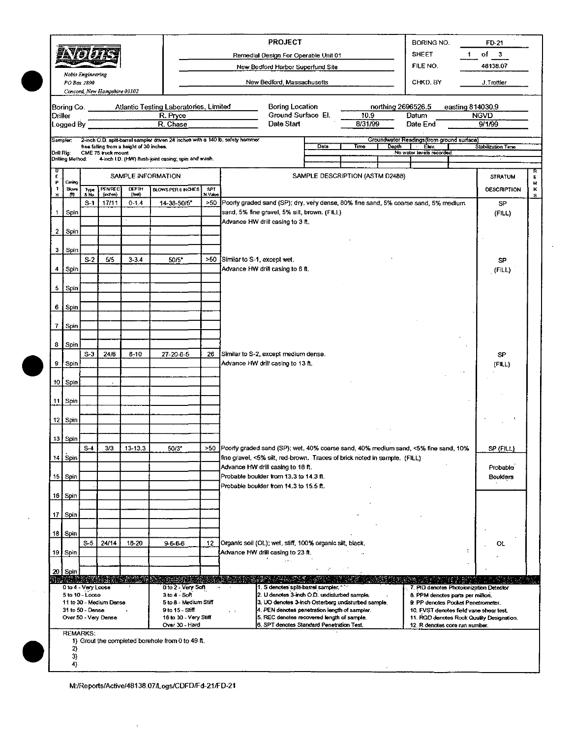**Nobis Engineering**
PO Box 2890
Concord, New Hampshire 03302

**PROJECT**
Remedial Design For Operable Unit 01
New Bedford Harbor Superfund Site
New Bedford, Massachusetts

| | |
|---|---|
| BORING NO. | FD-21 |
| SHEET | 1 of 3 |
| FILE NO. | 48138.07 |
| CHKD. BY | J.Trottier |

| | | | | | |
|---|---|---|---|---|---|
| Boring Co. | Atlantic Testing Laboratories, Limited | Boring Location | northing 2696526.5 | easting 814030.9 | |
| Driller | R. Pryce | Ground Surface El. | 10.9 | Datum | NGVD |
| Logged By | R. Chase | Date Start | 8/31/99 | Date End | 9/1/99 |

Sampler: 2-inch O.D. split-barrel sampler driven 24 inches with a 140 lb. safety hammer free falling from a height of 30 inches.
Drill Rig: CME 75 truck mount
Drilling Method: 4-inch I.D. (HW) flush-joint casing; spin and wash.

Groundwater Readings (from ground surface)

| Date | Time | Depth | Elev. | Stabilization Time |
|---|---|---|---|---|
| | | No water levels recorded | | |

| DEPTH | Casing Blows (ft) | Type & No. | PEN/REC (inches) | DEPTH (feet) | BLOWS PER 6 INCHES | SPT N-Value | SAMPLE DESCRIPTION (ASTM D2488) | STRATUM DESCRIPTION | REMARKS |
|---|---|---|---|---|---|---|---|---|---|
| | | S-1 | 17/11 | 0-1.4 | 14-38-50/5" | >50 | Poorly graded sand (SP); dry, very dense, 80% fine sand, 5% coarse sand, 5% medium sand, 5% fine gravel, 5% silt, brown. (FILL) Advance HW drill casing to 3 ft. | SP (FILL) | |
| 1 | Spin | | | | | | | | |
| 2 | Spin | | | | | | | | |
| 3 | Spin | | | | | | | | |
| | | S-2 | 5/5 | 3-3.4 | 50/5" | >50 | Similar to S-1, except wet. Advance HW drill casing to 8 ft. | SP (FILL) | |
| 4 | Spin | | | | | | | | |
| 5 | Spin | | | | | | | | |
| 6 | Spin | | | | | | | | |
| 7 | Spin | | | | | | | | |
| 8 | Spin | | | | | | | | |
| | | S-3 | 24/6 | 8-10 | 27-20-6-5 | 26 | Similar to S-2, except medium dense. Advance HW drill casing to 13 ft. | SP (FILL) | |
| 9 | Spin | | | | | | | | |
| 10 | Spin | | | | | | | | |
| 11 | Spin | | | | | | | | |
| 12 | Spin | | | | | | | | |
| 13 | Spin | | | | | | | | |
| | | S-4 | 3/3 | 13-13.3 | 50/3" | >50 | Poorly graded sand (SP); wet, 40% coarse sand, 40% medium sand, <5% fine sand, 10% fine gravel, <5% silt, red-brown. Traces of brick noted in sample. (FILL) Advance HW drill casing to 18 ft. Probable boulder from 13.3 to 14.3 ft. Probable boulder from 14.3 to 15.5 ft. | SP (FILL) / Probable Boulders | |
| 14 | Spin | | | | | | | | |
| 15 | Spin | | | | | | | | |
| 16 | Spin | | | | | | | | |
| 17 | Spin | | | | | | | | |
| 18 | Spin | | | | | | | | |
| | | S-5 | 24/14 | 18-20 | 9-6-6-6 | 12 | Organic soil (OL); wet, stiff, 100% organic silt, black. Advance HW drill casing to 23 ft. | OL | |
| 19 | Spin | | | | | | | | |
| 20 | Spin | | | | | | | | |

| Density | Consistency | Notes | Notes |
|---|---|---|---|
| 0 to 4 - Very Loose | 0 to 2 - Very Soft | 1. S denotes split-barrel sampler. | 7. PID denotes Photoionization Detector |
| 5 to 10 - Loose | 3 to 4 - Soft | 2. U denotes 3-inch O.D. undisturbed sample. | 8. PPM denotes parts per million. |
| 11 to 30 - Medium Dense | 5 to 8 - Medium Stiff | 3. UO denotes 3-inch Osterberg undisturbed sample. | 9. PP denotes Pocket Penetrometer. |
| 31 to 50 - Dense | 9 to 15 - Stiff | 4. PEN denotes penetration length of sampler. | 10. FVST denotes field vane shear test. |
| Over 50 - Very Dense | 16 to 30 - Very Stiff | 5. REC denotes recovered length of sample. | 11. RQD denotes Rock Quality Designation. |
| | Over 30 - Hard | 6. SPT denotes Standard Penetration Test. | 12. R denotes core run number. |

REMARKS:
1) Grout the completed borehole from 0 to 49 ft.
2)
3)
4)

M:/Reports/Active/48138.07/Logs/CDFD/Fd-21/FD-21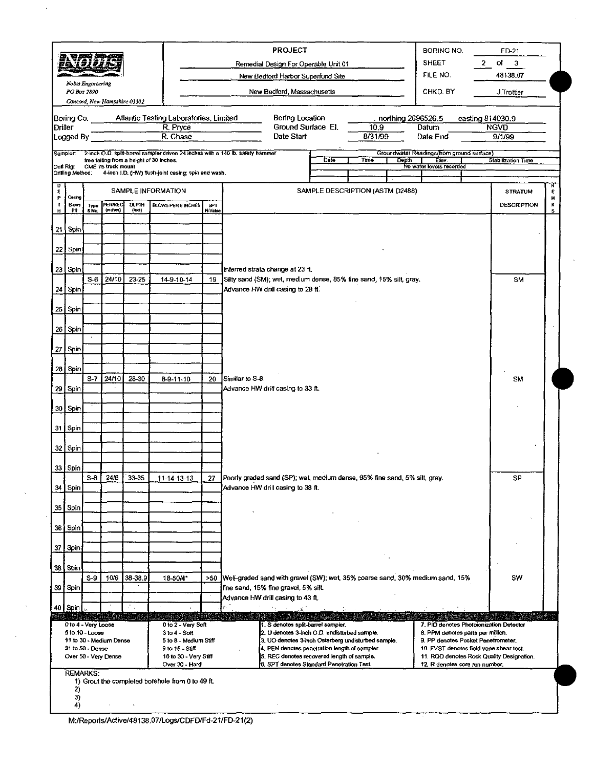**Nobis Engineering**
*PO Box 2890*
*Concord, New Hampshire 03302*

**PROJECT**

Remedial Design For Operable Unit 01
New Bedford Harbor Superfund Site
New Bedford, Massachusetts

| | |
|---|---|
| BORING NO. | FD-21 |
| SHEET | 2 of 3 |
| FILE NO. | 48138.07 |
| CHKD. BY | J.Trottier |

| | | | | | |
|---|---|---|---|---|---|
| Boring Co. | Atlantic Testing Laboratories, Limited | Boring Location | northing 2696526.5 | easting 814030.9 | |
| Driller | R. Pryce | Ground Surface El. | 10.9 | Datum | NGVD |
| Logged By | R. Chase | Date Start | 8/31/99 | Date End | 9/1/99 |

Sampler: 2-inch O.D. split-barrel sampler driven 24 inches with a 140 lb. safety hammer free falling from a height of 30 inches.
Drill Rig: CME 75 truck mount
Drilling Method: 4-inch I.D. (HW) flush-joint casing; spin and wash.

Groundwater Readings (from ground surface)

| Date | Time | Depth | Elev. | Stabilization Time |
|---|---|---|---|---|
| No water levels recorded | | | | |

| DEPTH | Casing Blows (ft) | Type & No. | PEN/REC (inches) | DEPTH (feet) | BLOWS PER 6 INCHES | SPT N-Value | SAMPLE DESCRIPTION (ASTM D2488) | STRATUM DESCRIPTION | REMARKS |
|---|---|---|---|---|---|---|---|---|---|
| 21 | Spin | | | | | | | | |
| 22 | Spin | | | | | | | | |
| 23 | Spin | | | | | | Inferred strata change at 23 ft. | | |
| | | S-6 | 24/10 | 23-25 | 14-9-10-14 | 19 | Silty sand (SM); wet, medium dense, 85% fine sand, 15% silt, gray. | SM | |
| 24 | Spin | | | | | | Advance HW drill casing to 28 ft. | | |
| 25 | Spin | | | | | | | | |
| 26 | Spin | | | | | | | | |
| 27 | Spin | | | | | | | | |
| 28 | Spin | | | | | | | | |
| | | S-7 | 24/10 | 28-30 | 8-9-11-10 | 20 | Similar to S-6. | SM | |
| 29 | Spin | | | | | | Advance HW drill casing to 33 ft. | | |
| 30 | Spin | | | | | | | | |
| 31 | Spin | | | | | | | | |
| 32 | Spin | | | | | | | | |
| 33 | Spin | | | | | | | | |
| | | S-8 | 24/6 | 33-35 | 11-14-13-13 | 27 | Poorly graded sand (SP); wet, medium dense, 95% fine sand, 5% silt, gray. | SP | |
| 34 | Spin | | | | | | Advance HW drill casing to 38 ft. | | |
| 35 | Spin | | | | | | | | |
| 36 | Spin | | | | | | | | |
| 37 | Spin | | | | | | | | |
| 38 | Spin | | | | | | | | |
| | | S-9 | 10/6 | 38-38.9 | 18-50/4" | >50 | Well-graded sand with gravel (SW); wet, 35% coarse sand, 30% medium sand, 15% fine sand, 15% fine gravel, 5% silt. | SW | |
| 39 | Spin | | | | | | Advance HW drill casing to 43 ft. | | |
| 40 | Spin | | | | | | | | |

| | | | |
|---|---|---|---|
| 0 to 4 - Very Loose | 0 to 2 - Very Soft | 1. S denotes split-barrel sampler. | 7. PID denotes Photoionization Detector |
| 5 to 10 - Loose | 3 to 4 - Soft | 2. U denotes 3-inch O.D. undisturbed sample. | 8. PPM denotes parts per million. |
| 11 to 30 - Medium Dense | 5 to 8 - Medium Stiff | 3. UO denotes 3-inch Osterberg undisturbed sample. | 9. PP denotes Pocket Penetrometer. |
| 31 to 50 - Dense | 9 to 15 - Stiff | 4. PEN denotes penetration length of sampler. | 10. FVST denotes field vane shear test. |
| Over 50 - Very Dense | 16 to 30 - Very Stiff | 5. REC denotes recovered length of sample. | 11. RQD denotes Rock Quality Designation. |
| | Over 30 - Hard | 6. SPT denotes Standard Penetration Test. | 12. R denotes core run number. |

REMARKS:
1) Grout the completed borehole from 0 to 49 ft.
2)
3)
4)

M:/Reports/Active/48138.07/Logs/CDFD/Fd-21/FD-21(2)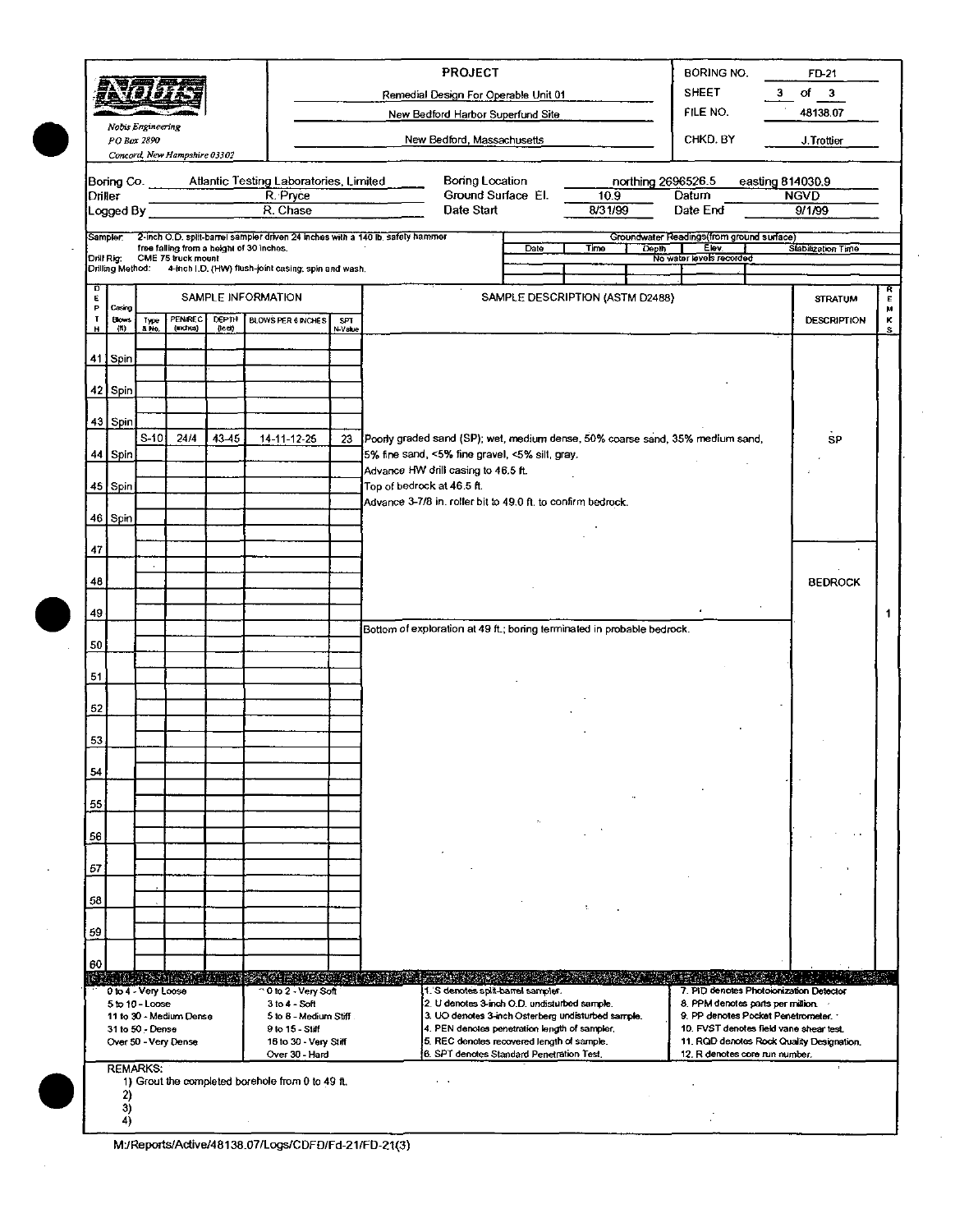**Nobis Engineering**
PO Box 2890
Concord, New Hampshire 03302

**PROJECT**
Remedial Design For Operable Unit 01
New Bedford Harbor Superfund Site
New Bedford, Massachusetts

| | |
|---|---|
| BORING NO. | FD-21 |
| SHEET | 3 of 3 |
| FILE NO. | 48138.07 |
| CHKD. BY | J.Trottier |

| | | | |
|---|---|---|---|
| Boring Co. | Atlantic Testing Laboratories, Limited | Boring Location | northing 2696526.5 easting 814030.9 |
| Driller | R. Pryce | Ground Surface El. | 10.9 Datum NGVD |
| Logged By | R. Chase | Date Start | 8/31/99 Date End 9/1/99 |

Sampler: 2-inch O.D. split-barrel sampler driven 24 inches with a 140 lb. safety hammer free falling from a height of 30 inches.
Drill Rig: CME 75 truck mount
Drilling Method: 4-inch I.D. (HW) flush-joint casing; spin and wash.

Groundwater Readings (from ground surface)

| Date | Time | Depth | Elev | Stabilization Time |
|---|---|---|---|---|
| | | No water levels recorded | | |

| DEPTH | Casing Blows (ft) | Type & No. | PEN/REC (inches) | DEPTH (feet) | BLOWS PER 6 INCHES | SPT N-Value | SAMPLE DESCRIPTION (ASTM D2488) | STRATUM DESCRIPTION | REMARKS |
|---|---|---|---|---|---|---|---|---|---|
| 41 | Spin | | | | | | | | |
| 42 | Spin | | | | | | | | |
| 43 | Spin | S-10 | 24/4 | 43-45 | 14-11-12-26 | 23 | Poorly graded sand (SP); wet, medium dense, 50% coarse sand, 35% medium sand, 5% fine sand, <5% fine gravel, <5% silt, gray. | SP | |
| 44 | Spin | | | | | | Advance HW drill casing to 46.5 ft. | | |
| 45 | Spin | | | | | | Top of bedrock at 46.5 ft. | | |
| 46 | Spin | | | | | | Advance 3-7/8 in. roller bit to 49.0 ft. to confirm bedrock. | | |
| 47 | | | | | | | | BEDROCK | |
| 48 | | | | | | | | | |
| 49 | | | | | | | Bottom of exploration at 49 ft.; boring terminated in probable bedrock. | | 1 |
| 50 | | | | | | | | | |
| 51 | | | | | | | | | |
| 52 | | | | | | | | | |
| 53 | | | | | | | | | |
| 54 | | | | | | | | | |
| 55 | | | | | | | | | |
| 56 | | | | | | | | | |
| 57 | | | | | | | | | |
| 58 | | | | | | | | | |
| 59 | | | | | | | | | |
| 60 | | | | | | | | | |

| Granular (Blows/ft) | Cohesive (Blows/ft) | Notes | Notes |
|---|---|---|---|
| 0 to 4 - Very Loose | 0 to 2 - Very Soft | 1. S denotes split-barrel sampler. | 7. PID denotes Photoionization Detector |
| 5 to 10 - Loose | 3 to 4 - Soft | 2. U denotes 3-inch O.D. undisturbed sample. | 8. PPM denotes parts per million. |
| 11 to 30 - Medium Dense | 5 to 8 - Medium Stiff | 3. UO denotes 3-inch Osterberg undisturbed sample. | 9. PP denotes Pocket Penetrometer. |
| 31 to 50 - Dense | 9 to 15 - Stiff | 4. PEN denotes penetration length of sampler. | 10. FVST denotes field vane shear test. |
| Over 50 - Very Dense | 16 to 30 - Very Stiff | 5. REC denotes recovered length of sample. | 11. RQD denotes Rock Quality Designation. |
| | Over 30 - Hard | 6. SPT denotes Standard Penetration Test. | 12. R denotes core run number. |

REMARKS:
1) Grout the completed borehole from 0 to 49 ft.
2)
3)
4)

M:/Reports/Active/48138.07/Logs/CDFD/Fd-21/FD-21(3)